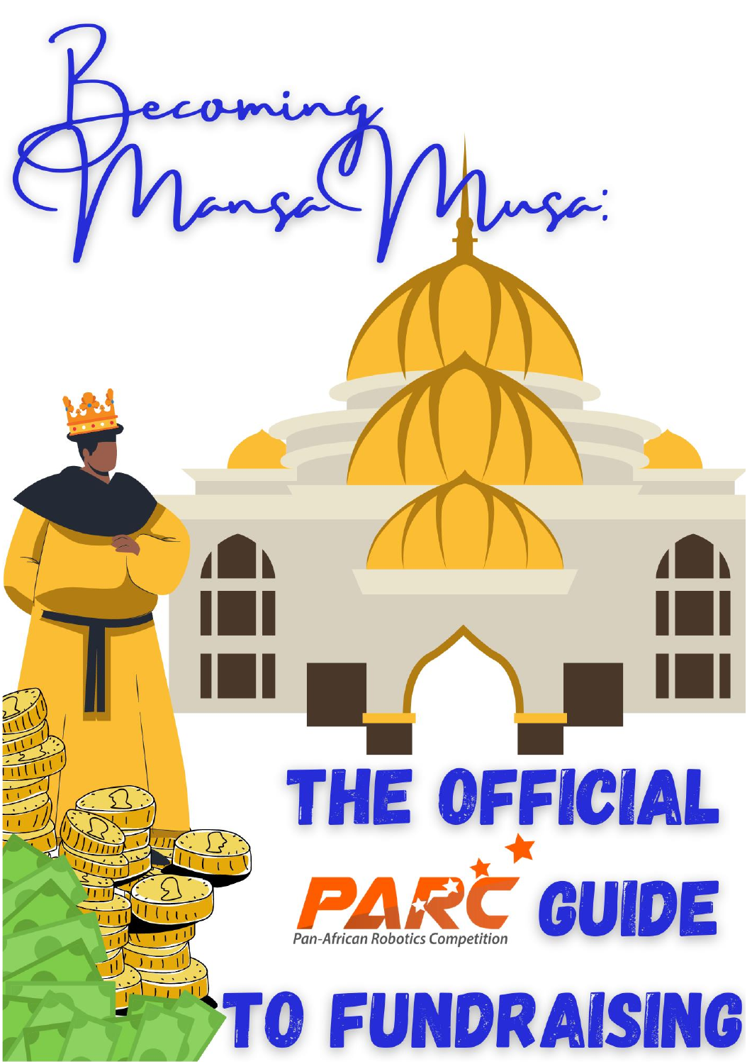# Becoming Mansa Musa:

# THE OFFICIAL PARC GUIDE TO FUNDRAISING

PARC — Pan-African Robotics Competition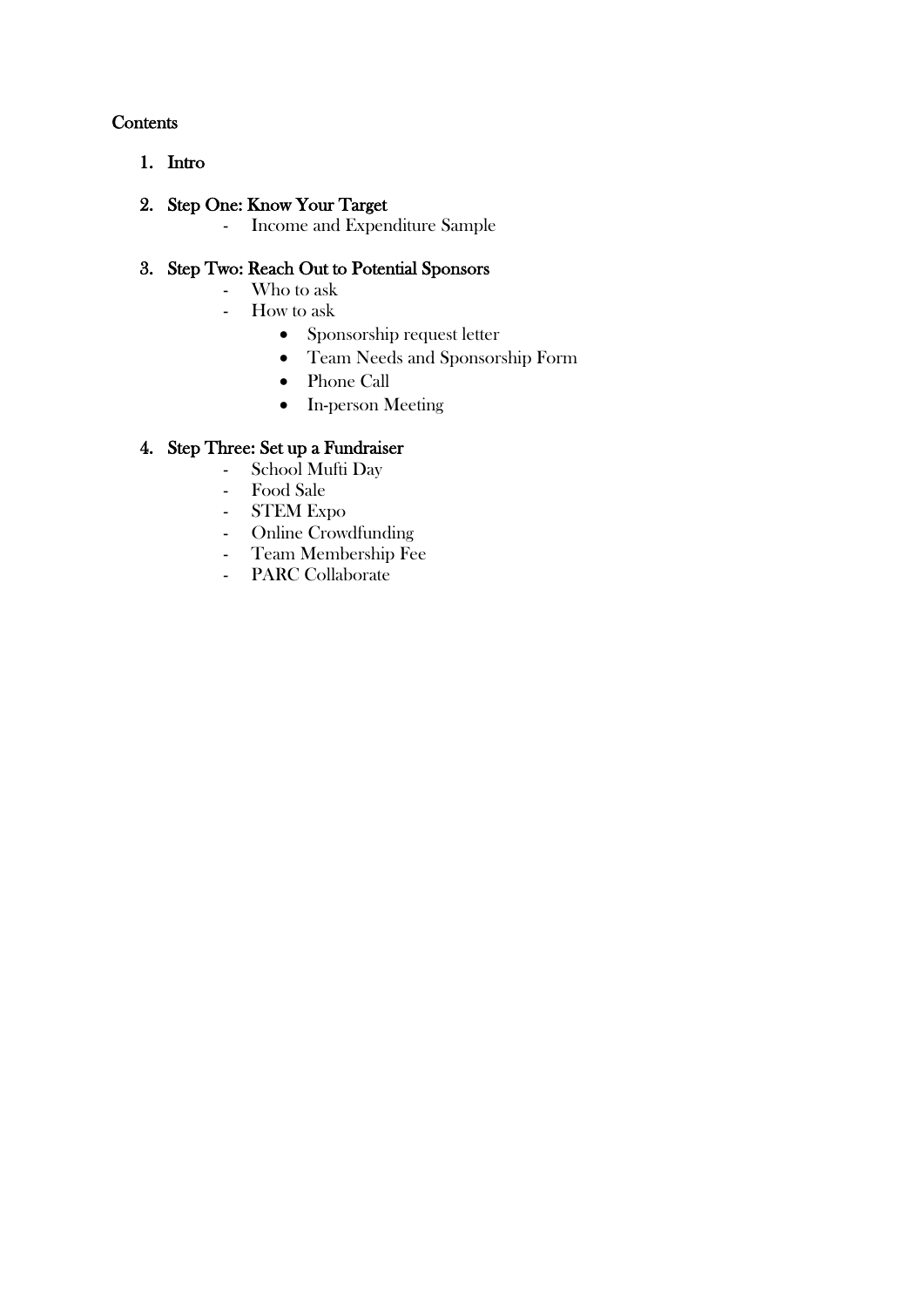**Contents**

1. **Intro**

2. **Step One: Know Your Target**
   - Income and Expenditure Sample

3. **Step Two: Reach Out to Potential Sponsors**
   - Who to ask
   - How to ask
     - Sponsorship request letter
     - Team Needs and Sponsorship Form
     - Phone Call
     - In-person Meeting

4. **Step Three: Set up a Fundraiser**
   - School Mufti Day
   - Food Sale
   - STEM Expo
   - Online Crowdfunding
   - Team Membership Fee
   - PARC Collaborate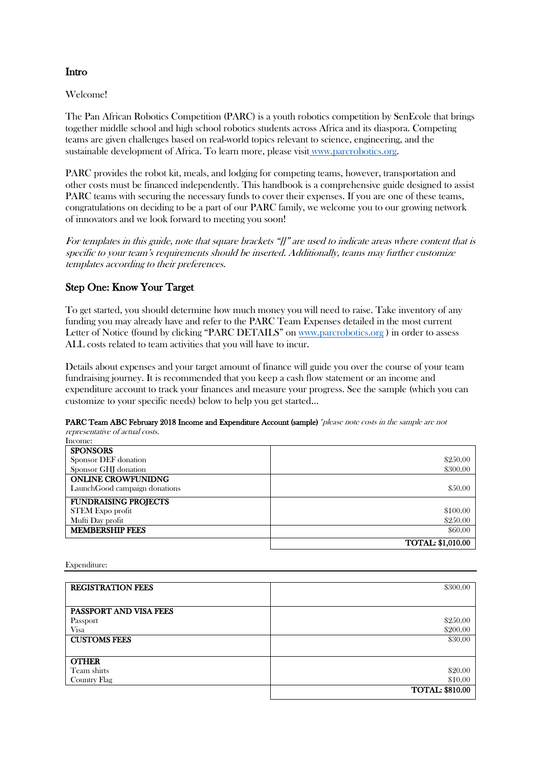## Intro

Welcome!

The Pan African Robotics Competition (PARC) is a youth robotics competition by SenEcole that brings together middle school and high school robotics students across Africa and its diaspora. Competing teams are given challenges based on real-world topics relevant to science, engineering, and the sustainable development of Africa. To learn more, please visit [www.parcrobotics.org](http://www.parcrobotics.org).

PARC provides the robot kit, meals, and lodging for competing teams, however, transportation and other costs must be financed independently. This handbook is a comprehensive guide designed to assist PARC teams with securing the necessary funds to cover their expenses. If you are one of these teams, congratulations on deciding to be a part of our PARC family, we welcome you to our growing network of innovators and we look forward to meeting you soon!

*For templates in this guide, note that square brackets "[]" are used to indicate areas where content that is specific to your team's requirements should be inserted. Additionally, teams may further customize templates according to their preferences.*

## Step One: Know Your Target

To get started, you should determine how much money you will need to raise. Take inventory of any funding you may already have and refer to the PARC Team Expenses detailed in the most current Letter of Notice (found by clicking "PARC DETAILS" on [www.parcrobotics.org](http://www.parcrobotics.org) ) in order to assess ALL costs related to team activities that you will have to incur.

Details about expenses and your target amount of finance will guide you over the course of your team fundraising journey. It is recommended that you keep a cash flow statement or an income and expenditure account to track your finances and measure your progress. See the sample (which you can customize to your specific needs) below to help you get started…

**PARC Team ABC February 2018 Income and Expenditure Account (sample)** *\*please note costs in the sample are not representative of actual costs.*

Income:

| | |
|---|---|
| **SPONSORS** | |
| Sponsor DEF donation | $250.00 |
| Sponsor GHJ donation | $300.00 |
| **ONLINE CROWFUNIDNG** | |
| LaunchGood campaign donations | $50.00 |
| **FUNDRAISING PROJECTS** | |
| STEM Expo profit | $100.00 |
| Mufti Day profit | $250.00 |
| **MEMBERSHIP FEES** | $60.00 |
| | **TOTAL: $1,010.00** |

Expenditure:

| | |
|---|---|
| **REGISTRATION FEES** | $300.00 |
| **PASSPORT AND VISA FEES** | |
| Passport | $250.00 |
| Visa | $200.00 |
| **CUSTOMS FEES** | $30.00 |
| **OTHER** | |
| Team shirts | $20.00 |
| Country Flag | $10.00 |
| | **TOTAL: $810.00** |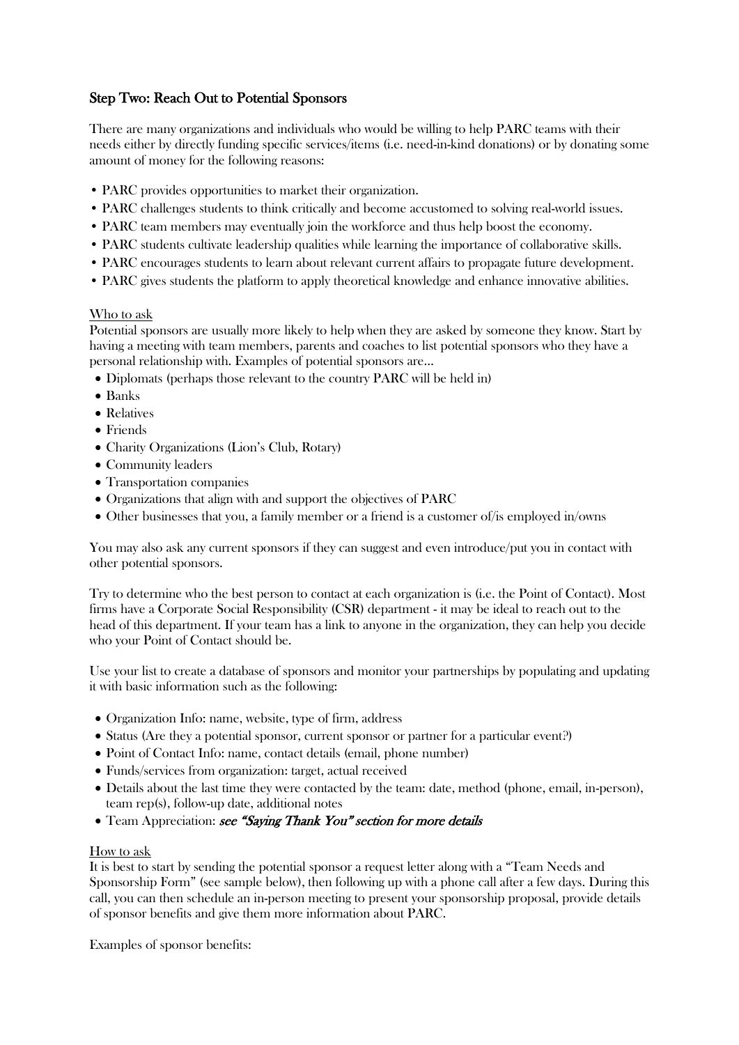## Step Two: Reach Out to Potential Sponsors

There are many organizations and individuals who would be willing to help PARC teams with their needs either by directly funding specific services/items (i.e. need-in-kind donations) or by donating some amount of money for the following reasons:

- PARC provides opportunities to market their organization.
- PARC challenges students to think critically and become accustomed to solving real-world issues.
- PARC team members may eventually join the workforce and thus help boost the economy.
- PARC students cultivate leadership qualities while learning the importance of collaborative skills.
- PARC encourages students to learn about relevant current affairs to propagate future development.
- PARC gives students the platform to apply theoretical knowledge and enhance innovative abilities.

Who to ask

Potential sponsors are usually more likely to help when they are asked by someone they know. Start by having a meeting with team members, parents and coaches to list potential sponsors who they have a personal relationship with. Examples of potential sponsors are…

- Diplomats (perhaps those relevant to the country PARC will be held in)
- Banks
- Relatives
- Friends
- Charity Organizations (Lion's Club, Rotary)
- Community leaders
- Transportation companies
- Organizations that align with and support the objectives of PARC
- Other businesses that you, a family member or a friend is a customer of/is employed in/owns

You may also ask any current sponsors if they can suggest and even introduce/put you in contact with other potential sponsors.

Try to determine who the best person to contact at each organization is (i.e. the Point of Contact). Most firms have a Corporate Social Responsibility (CSR) department - it may be ideal to reach out to the head of this department. If your team has a link to anyone in the organization, they can help you decide who your Point of Contact should be.

Use your list to create a database of sponsors and monitor your partnerships by populating and updating it with basic information such as the following:

- Organization Info: name, website, type of firm, address
- Status (Are they a potential sponsor, current sponsor or partner for a particular event?)
- Point of Contact Info: name, contact details (email, phone number)
- Funds/services from organization: target, actual received
- Details about the last time they were contacted by the team: date, method (phone, email, in-person), team rep(s), follow-up date, additional notes
- Team Appreciation: *see "Saying Thank You" section for more details*

How to ask

It is best to start by sending the potential sponsor a request letter along with a "Team Needs and Sponsorship Form" (see sample below), then following up with a phone call after a few days. During this call, you can then schedule an in-person meeting to present your sponsorship proposal, provide details of sponsor benefits and give them more information about PARC.

Examples of sponsor benefits: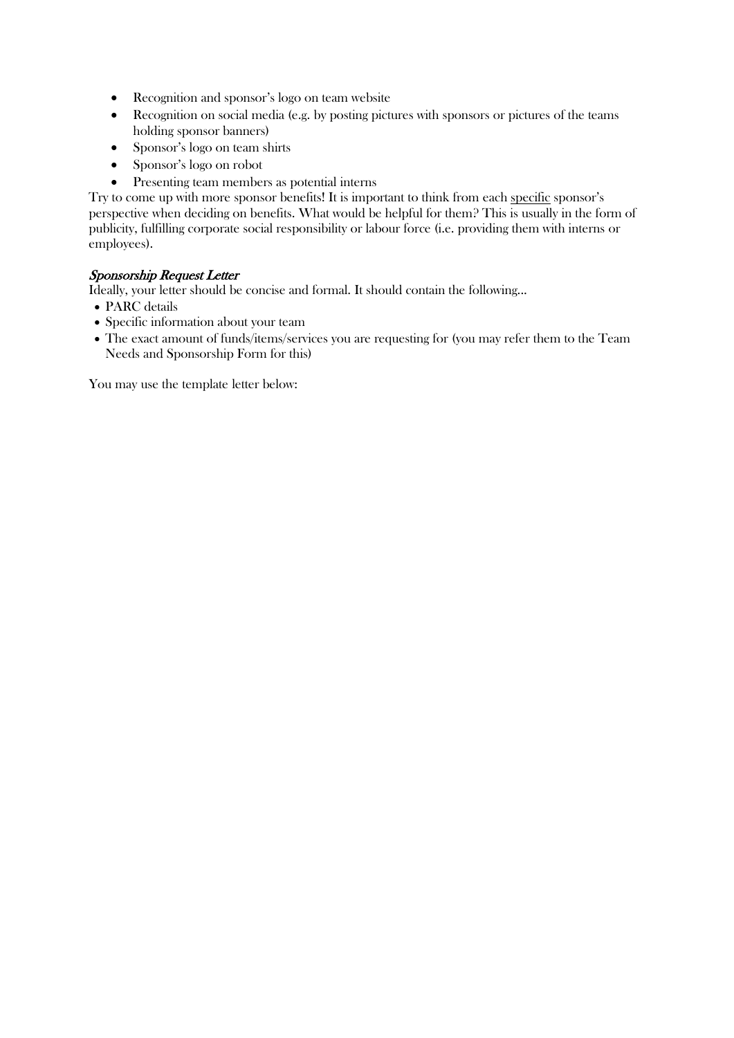- Recognition and sponsor's logo on team website
- Recognition on social media (e.g. by posting pictures with sponsors or pictures of the teams holding sponsor banners)
- Sponsor's logo on team shirts
- Sponsor's logo on robot
- Presenting team members as potential interns

Try to come up with more sponsor benefits! It is important to think from each <u>specific</u> sponsor's perspective when deciding on benefits. What would be helpful for them? This is usually in the form of publicity, fulfilling corporate social responsibility or labour force (i.e. providing them with interns or employees).

### *Sponsorship Request Letter*

Ideally, your letter should be concise and formal. It should contain the following...

- PARC details
- Specific information about your team
- The exact amount of funds/items/services you are requesting for (you may refer them to the Team Needs and Sponsorship Form for this)

You may use the template letter below: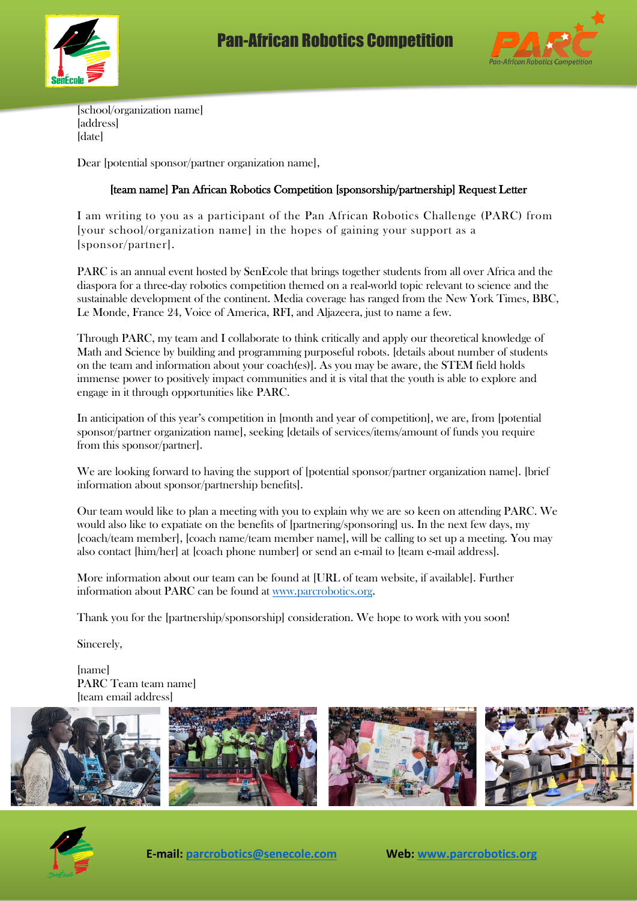# Pan-African Robotics Competition

[school/organization name]
[address]
[date]

Dear [potential sponsor/partner organization name],

**[team name] Pan African Robotics Competition [sponsorship/partnership] Request Letter**

I am writing to you as a participant of the Pan African Robotics Challenge (PARC) from [your school/organization name] in the hopes of gaining your support as a [sponsor/partner].

PARC is an annual event hosted by SenEcole that brings together students from all over Africa and the diaspora for a three-day robotics competition themed on a real-world topic relevant to science and the sustainable development of the continent. Media coverage has ranged from the New York Times, BBC, Le Monde, France 24, Voice of America, RFI, and Aljazeera, just to name a few.

Through PARC, my team and I collaborate to think critically and apply our theoretical knowledge of Math and Science by building and programming purposeful robots. [details about number of students on the team and information about your coach(es)]. As you may be aware, the STEM field holds immense power to positively impact communities and it is vital that the youth is able to explore and engage in it through opportunities like PARC.

In anticipation of this year's competition in [month and year of competition], we are, from [potential sponsor/partner organization name], seeking [details of services/items/amount of funds you require from this sponsor/partner].

We are looking forward to having the support of [potential sponsor/partner organization name]. [brief information about sponsor/partnership benefits].

Our team would like to plan a meeting with you to explain why we are so keen on attending PARC. We would also like to expatiate on the benefits of [partnering/sponsoring] us. In the next few days, my [coach/team member], [coach name/team member name], will be calling to set up a meeting. You may also contact [him/her] at [coach phone number] or send an e-mail to [team e-mail address].

More information about our team can be found at [URL of team website, if available]. Further information about PARC can be found at www.parcrobotics.org.

Thank you for the [partnership/sponsorship] consideration. We hope to work with you soon!

Sincerely,

[name]
PARC Team team name]
[team email address]

**E-mail:** parcrobotics@senecole.com **Web:** www.parcrobotics.org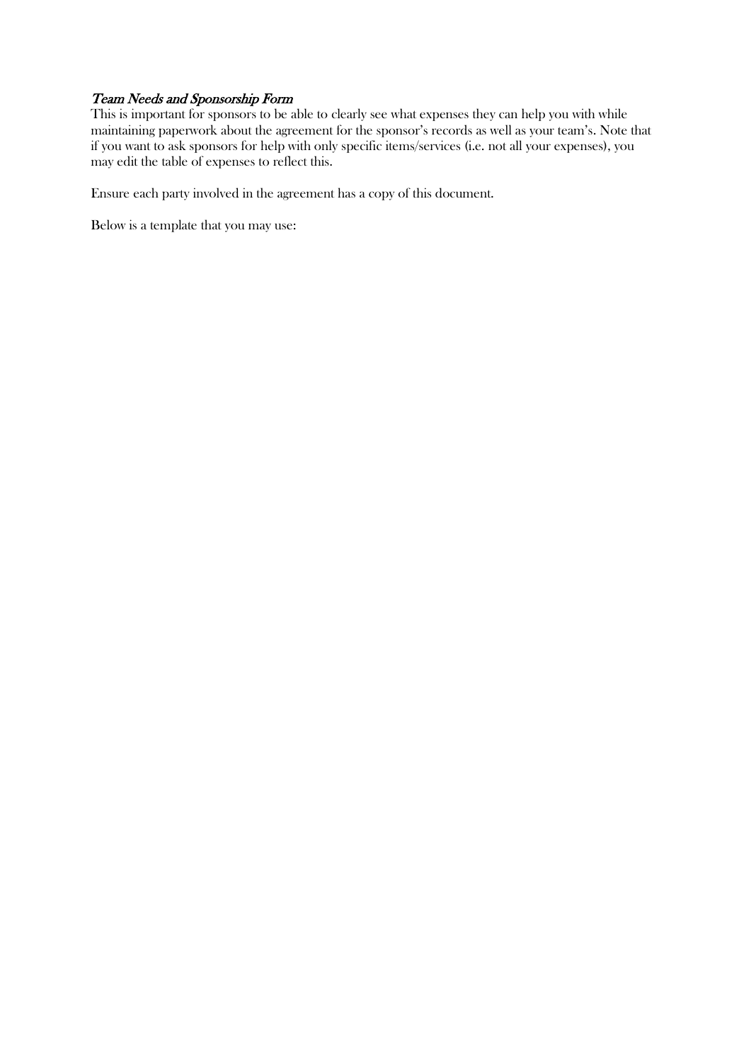### *Team Needs and Sponsorship Form*

This is important for sponsors to be able to clearly see what expenses they can help you with while maintaining paperwork about the agreement for the sponsor's records as well as your team's. Note that if you want to ask sponsors for help with only specific items/services (i.e. not all your expenses), you may edit the table of expenses to reflect this.

Ensure each party involved in the agreement has a copy of this document.

Below is a template that you may use: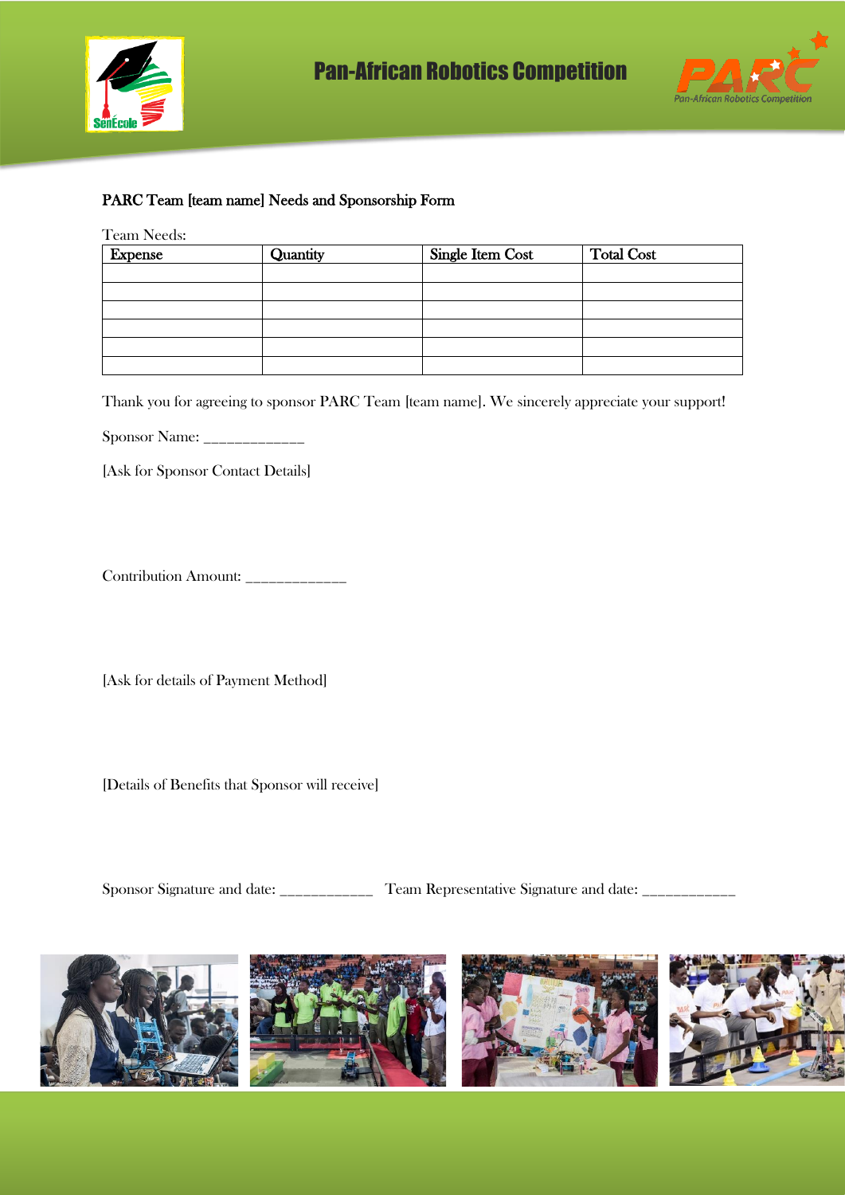PARC Team [team name] Needs and Sponsorship Form

Team Needs:

| Expense | Quantity | Single Item Cost | Total Cost |
|---|---|---|---|
| | | | |
| | | | |
| | | | |
| | | | |
| | | | |
| | | | |

Thank you for agreeing to sponsor PARC Team [team name]. We sincerely appreciate your support!

Sponsor Name: ____________

[Ask for Sponsor Contact Details]

Contribution Amount: ____________

[Ask for details of Payment Method]

[Details of Benefits that Sponsor will receive]

Sponsor Signature and date: ___________ Team Representative Signature and date: ___________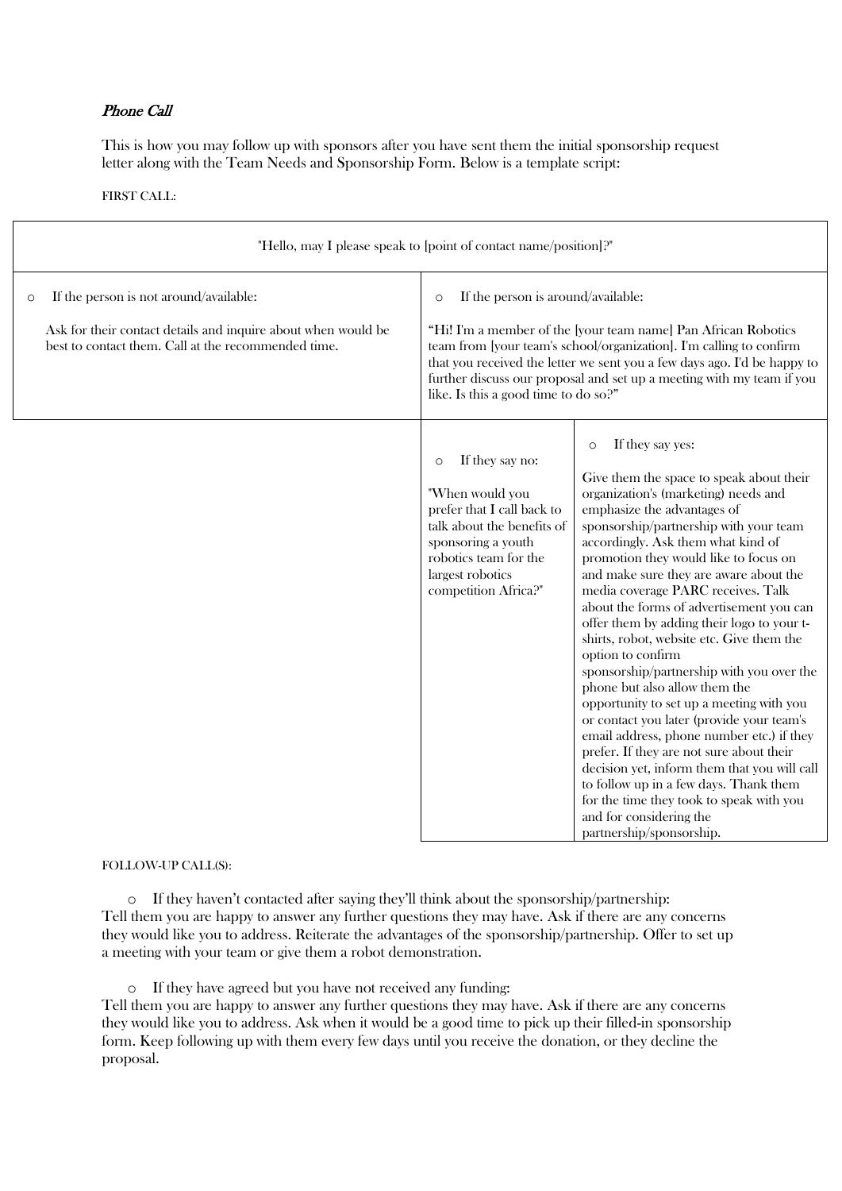## *Phone Call*

This is how you may follow up with sponsors after you have sent them the initial sponsorship request letter along with the Team Needs and Sponsorship Form. Below is a template script:

FIRST CALL:

| "Hello, may I please speak to [point of contact name/position]?" | | |
|---|---|---|
| ○ If the person is not around/available:<br><br>Ask for their contact details and inquire about when would be best to contact them. Call at the recommended time. | ○ If the person is around/available:<br><br>"Hi! I'm a member of the [your team name] Pan African Robotics team from [your team's school/organization]. I'm calling to confirm that you received the letter we sent you a few days ago. I'd be happy to further discuss our proposal and set up a meeting with my team if you like. Is this a good time to do so?" | |
| | ○ If they say no:<br><br>"When would you prefer that I call back to talk about the benefits of sponsoring a youth robotics team for the largest robotics competition Africa?" | ○ If they say yes:<br><br>Give them the space to speak about their organization's (marketing) needs and emphasize the advantages of sponsorship/partnership with your team accordingly. Ask them what kind of promotion they would like to focus on and make sure they are aware about the media coverage PARC receives. Talk about the forms of advertisement you can offer them by adding their logo to your t-shirts, robot, website etc. Give them the option to confirm sponsorship/partnership with you over the phone but also allow them the opportunity to set up a meeting with you or contact you later (provide your team's email address, phone number etc.) if they prefer. If they are not sure about their decision yet, inform them that you will call to follow up in a few days. Thank them for the time they took to speak with you and for considering the partnership/sponsorship. |

FOLLOW-UP CALL(S):

- If they haven't contacted after saying they'll think about the sponsorship/partnership:

Tell them you are happy to answer any further questions they may have. Ask if there are any concerns they would like you to address. Reiterate the advantages of the sponsorship/partnership. Offer to set up a meeting with your team or give them a robot demonstration.

- If they have agreed but you have not received any funding:

Tell them you are happy to answer any further questions they may have. Ask if there are any concerns they would like you to address. Ask when it would be a good time to pick up their filled-in sponsorship form. Keep following up with them every few days until you receive the donation, or they decline the proposal.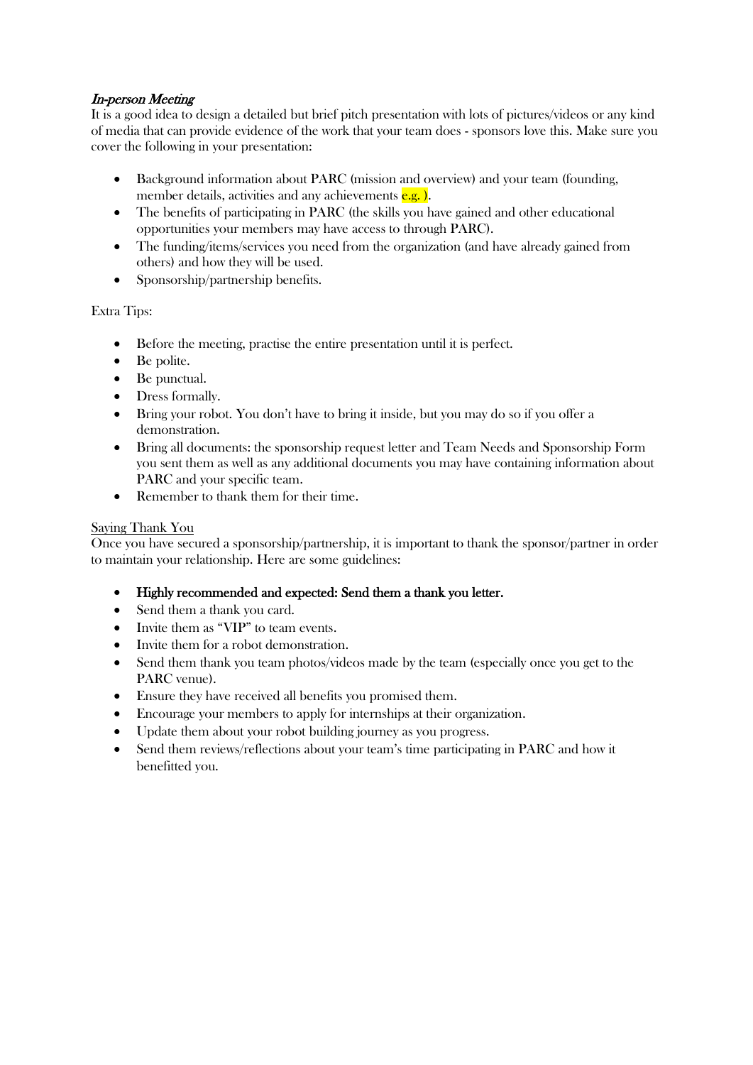*In-person Meeting*

It is a good idea to design a detailed but brief pitch presentation with lots of pictures/videos or any kind of media that can provide evidence of the work that your team does - sponsors love this. Make sure you cover the following in your presentation:

- Background information about PARC (mission and overview) and your team (founding, member details, activities and any achievements e.g. ).
- The benefits of participating in PARC (the skills you have gained and other educational opportunities your members may have access to through PARC).
- The funding/items/services you need from the organization (and have already gained from others) and how they will be used.
- Sponsorship/partnership benefits.

Extra Tips:

- Before the meeting, practise the entire presentation until it is perfect.
- Be polite.
- Be punctual.
- Dress formally.
- Bring your robot. You don't have to bring it inside, but you may do so if you offer a demonstration.
- Bring all documents: the sponsorship request letter and Team Needs and Sponsorship Form you sent them as well as any additional documents you may have containing information about PARC and your specific team.
- Remember to thank them for their time.

Saying Thank You

Once you have secured a sponsorship/partnership, it is important to thank the sponsor/partner in order to maintain your relationship. Here are some guidelines:

- **Highly recommended and expected: Send them a thank you letter.**
- Send them a thank you card.
- Invite them as "VIP" to team events.
- Invite them for a robot demonstration.
- Send them thank you team photos/videos made by the team (especially once you get to the PARC venue).
- Ensure they have received all benefits you promised them.
- Encourage your members to apply for internships at their organization.
- Update them about your robot building journey as you progress.
- Send them reviews/reflections about your team's time participating in PARC and how it benefitted you.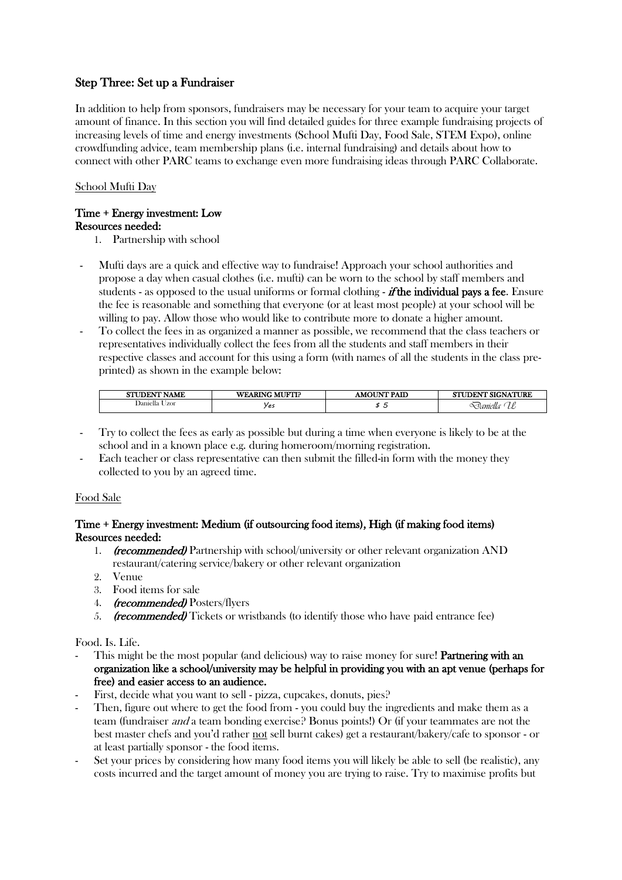## Step Three: Set up a Fundraiser

In addition to help from sponsors, fundraisers may be necessary for your team to acquire your target amount of finance. In this section you will find detailed guides for three example fundraising projects of increasing levels of time and energy investments (School Mufti Day, Food Sale, STEM Expo), online crowdfunding advice, team membership plans (i.e. internal fundraising) and details about how to connect with other PARC teams to exchange even more fundraising ideas through PARC Collaborate.

### School Mufti Day

**Time + Energy investment: Low**
**Resources needed:**

1. Partnership with school

- Mufti days are a quick and effective way to fundraise! Approach your school authorities and propose a day when casual clothes (i.e. mufti) can be worn to the school by staff members and students - as opposed to the usual uniforms or formal clothing - ***if* the individual pays a fee**. Ensure the fee is reasonable and something that everyone (or at least most people) at your school will be willing to pay. Allow those who would like to contribute more to donate a higher amount.
- To collect the fees in as organized a manner as possible, we recommend that the class teachers or representatives individually collect the fees from all the students and staff members in their respective classes and account for this using a form (with names of all the students in the class pre-printed) as shown in the example below:

| STUDENT NAME | WEARING MUFTI? | AMOUNT PAID | STUDENT SIGNATURE |
|---|---|---|---|
| Daniella Uzor | Yes | $ 5 | Daniella U |

- Try to collect the fees as early as possible but during a time when everyone is likely to be at the school and in a known place e.g. during homeroom/morning registration.
- Each teacher or class representative can then submit the filled-in form with the money they collected to you by an agreed time.

### Food Sale

**Time + Energy investment: Medium (if outsourcing food items), High (if making food items)**
**Resources needed:**

1. ***(recommended)*** Partnership with school/university or other relevant organization AND restaurant/catering service/bakery or other relevant organization
2. Venue
3. Food items for sale
4. ***(recommended)*** Posters/flyers
5. ***(recommended)*** Tickets or wristbands (to identify those who have paid entrance fee)

Food. Is. Life.

- This might be the most popular (and delicious) way to raise money for sure! **Partnering with an organization like a school/university may be helpful in providing you with an apt venue (perhaps for free) and easier access to an audience.**
- First, decide what you want to sell - pizza, cupcakes, donuts, pies?
- Then, figure out where to get the food from - you could buy the ingredients and make them as a team (fundraiser *and* a team bonding exercise? Bonus points!) Or (if your teammates are not the best master chefs and you'd rather <u>not</u> sell burnt cakes) get a restaurant/bakery/cafe to sponsor - or at least partially sponsor - the food items.
- Set your prices by considering how many food items you will likely be able to sell (be realistic), any costs incurred and the target amount of money you are trying to raise. Try to maximise profits but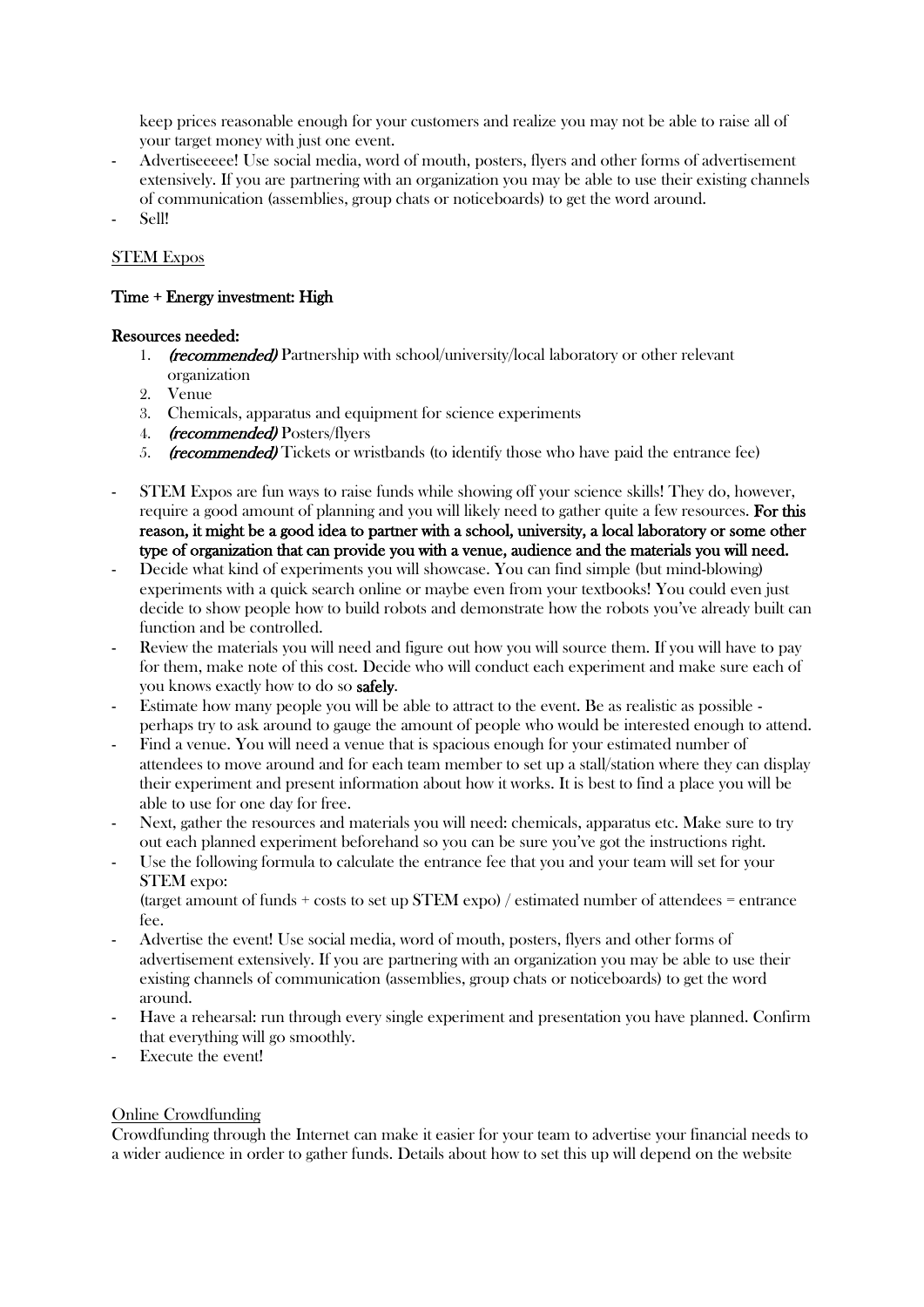keep prices reasonable enough for your customers and realize you may not be able to raise all of your target money with just one event.

- Advertiseeeee! Use social media, word of mouth, posters, flyers and other forms of advertisement extensively. If you are partnering with an organization you may be able to use their existing channels of communication (assemblies, group chats or noticeboards) to get the word around.
- Sell!

STEM Expos

**Time + Energy investment: High**

**Resources needed:**

1. ***(recommended)*** Partnership with school/university/local laboratory or other relevant organization
2. Venue
3. Chemicals, apparatus and equipment for science experiments
4. ***(recommended)*** Posters/flyers
5. ***(recommended)*** Tickets or wristbands (to identify those who have paid the entrance fee)

- STEM Expos are fun ways to raise funds while showing off your science skills! They do, however, require a good amount of planning and you will likely need to gather quite a few resources. **For this reason, it might be a good idea to partner with a school, university, a local laboratory or some other type of organization that can provide you with a venue, audience and the materials you will need.**
- Decide what kind of experiments you will showcase. You can find simple (but mind-blowing) experiments with a quick search online or maybe even from your textbooks! You could even just decide to show people how to build robots and demonstrate how the robots you've already built can function and be controlled.
- Review the materials you will need and figure out how you will source them. If you will have to pay for them, make note of this cost. Decide who will conduct each experiment and make sure each of you knows exactly how to do so **safely**.
- Estimate how many people you will be able to attract to the event. Be as realistic as possible - perhaps try to ask around to gauge the amount of people who would be interested enough to attend.
- Find a venue. You will need a venue that is spacious enough for your estimated number of attendees to move around and for each team member to set up a stall/station where they can display their experiment and present information about how it works. It is best to find a place you will be able to use for one day for free.
- Next, gather the resources and materials you will need: chemicals, apparatus etc. Make sure to try out each planned experiment beforehand so you can be sure you've got the instructions right.
- Use the following formula to calculate the entrance fee that you and your team will set for your STEM expo:
  (target amount of funds + costs to set up STEM expo) / estimated number of attendees = entrance fee.
- Advertise the event! Use social media, word of mouth, posters, flyers and other forms of advertisement extensively. If you are partnering with an organization you may be able to use their existing channels of communication (assemblies, group chats or noticeboards) to get the word around.
- Have a rehearsal: run through every single experiment and presentation you have planned. Confirm that everything will go smoothly.
- Execute the event!

Online Crowdfunding

Crowdfunding through the Internet can make it easier for your team to advertise your financial needs to a wider audience in order to gather funds. Details about how to set this up will depend on the website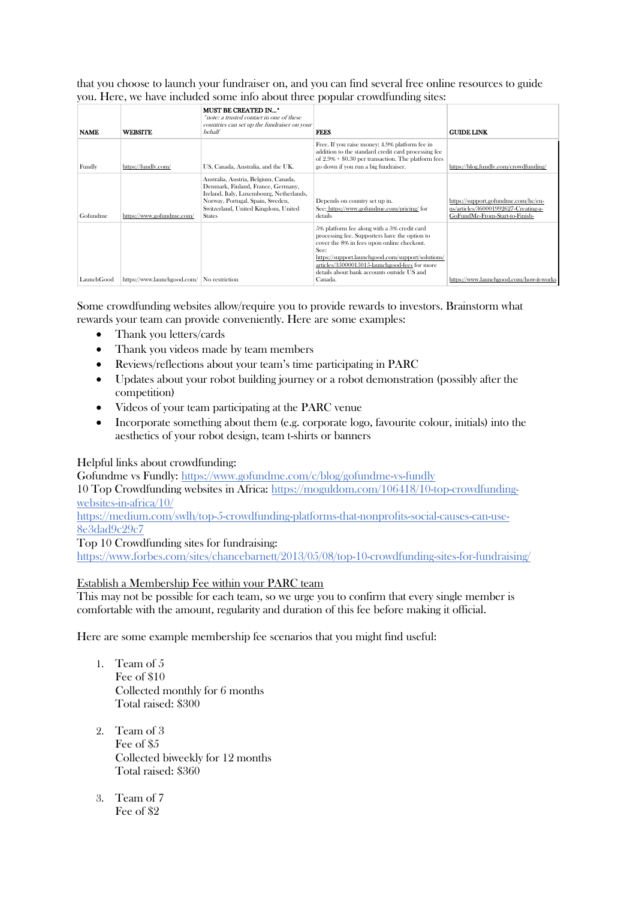that you choose to launch your fundraiser on, and you can find several free online resources to guide you. Here, we have included some info about three popular crowdfunding sites:

| NAME | WEBSITE | MUST BE CREATED IN...* *note: a trusted contact in one of these countries can set up the fundraiser on your behalf* | FEES | GUIDE LINK |
|---|---|---|---|---|
| Fundly | https://fundly.com/ | US, Canada, Australia, and the UK. | Free. If you raise money: 4.9% platform fee in addition to the standard credit card processing fee of 2.9% + $0.30 per transaction. The platform fees go down if you run a big fundraiser. | https://blog.fundly.com/crowdfunding/ |
| Gofundme | https://www.gofundme.com/ | Australia, Austria, Belgium, Canada, Denmark, Finland, France, Germany, Ireland, Italy, Luxembourg, Netherlands, Norway, Portugal, Spain, Sweden, Switzerland, United Kingdom, United States | Depends on country set up in. See: https://www.gofundme.com/pricing/ for details | https://support.gofundme.com/hc/en-us/articles/360001992627-Creating-a-GoFundMe-From-Start-to-Finish- |
| LaunchGood | https://www.launchgood.com/ | No restriction | 5% platform fee along with a 3% credit card processing fee. Supporters have the option to cover the 8% in fees upon online checkout. See: https://support.launchgood.com/support/solutions/articles/35000015015-launchgood-fees for more details about bank accounts outside US and Canada. | https://www.launchgood.com/how-it-works |

Some crowdfunding websites allow/require you to provide rewards to investors. Brainstorm what rewards your team can provide conveniently. Here are some examples:

- Thank you letters/cards
- Thank you videos made by team members
- Reviews/reflections about your team's time participating in PARC
- Updates about your robot building journey or a robot demonstration (possibly after the competition)
- Videos of your team participating at the PARC venue
- Incorporate something about them (e.g. corporate logo, favourite colour, initials) into the aesthetics of your robot design, team t-shirts or banners

Helpful links about crowdfunding:
Gofundme vs Fundly: https://www.gofundme.com/c/blog/gofundme-vs-fundly
10 Top Crowdfunding websites in Africa: https://moguldom.com/106418/10-top-crowdfunding-websites-in-africa/10/
https://medium.com/swlh/top-5-crowdfunding-platforms-that-nonprofits-social-causes-can-use-8e3dad9c29c7
Top 10 Crowdfunding sites for fundraising:
https://www.forbes.com/sites/chancebarnett/2013/05/08/top-10-crowdfunding-sites-for-fundraising/

Establish a Membership Fee within your PARC team

This may not be possible for each team, so we urge you to confirm that every single member is comfortable with the amount, regularity and duration of this fee before making it official.

Here are some example membership fee scenarios that you might find useful:

1. Team of 5
   Fee of $10
   Collected monthly for 6 months
   Total raised: $300

2. Team of 3
   Fee of $5
   Collected biweekly for 12 months
   Total raised: $360

3. Team of 7
   Fee of $2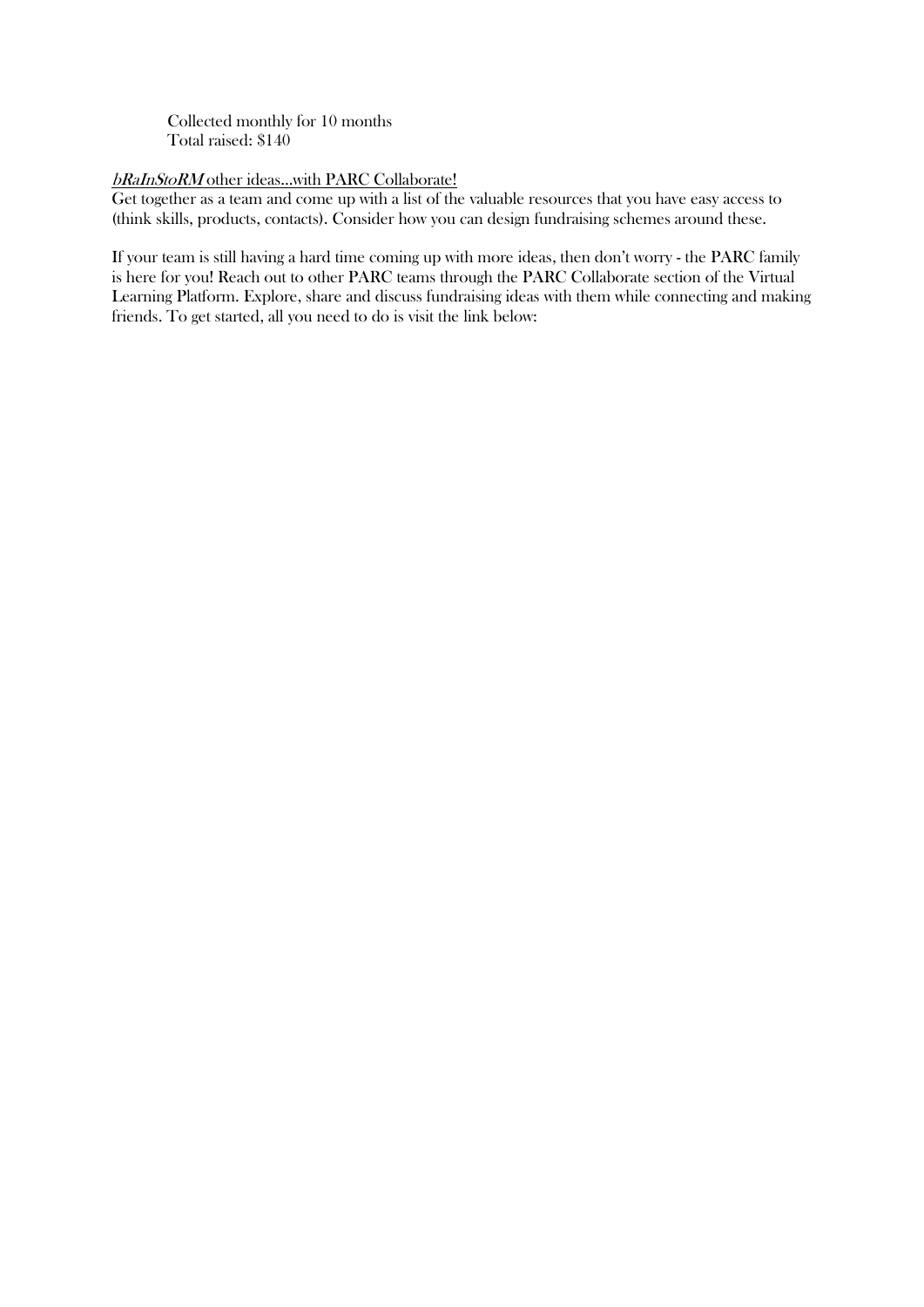Collected monthly for 10 months
Total raised: $140

*bRaInStoRM* other ideas…with PARC Collaborate!

Get together as a team and come up with a list of the valuable resources that you have easy access to (think skills, products, contacts). Consider how you can design fundraising schemes around these.

If your team is still having a hard time coming up with more ideas, then don't worry - the PARC family is here for you! Reach out to other PARC teams through the PARC Collaborate section of the Virtual Learning Platform. Explore, share and discuss fundraising ideas with them while connecting and making friends. To get started, all you need to do is visit the link below: